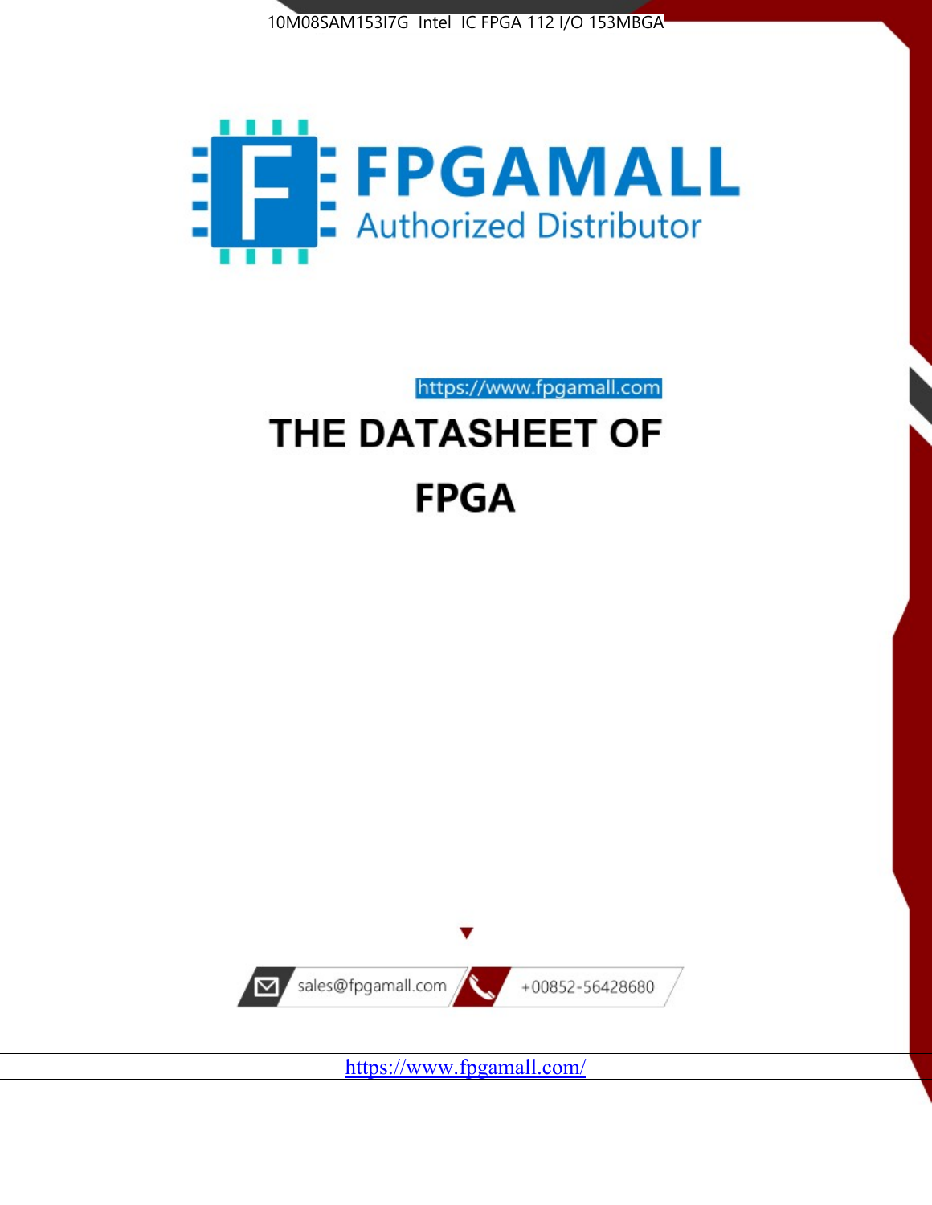10M08SAM153I7G Intel IC FPGA 112 I/O 153MBGA

FPGAMALL

Authorized Distributor

https://www.fpgamall.com

# THE DATASHEET OF

# FPGA

sales@fpgamall.com +00852-56428680

https://www.fpgamall.com/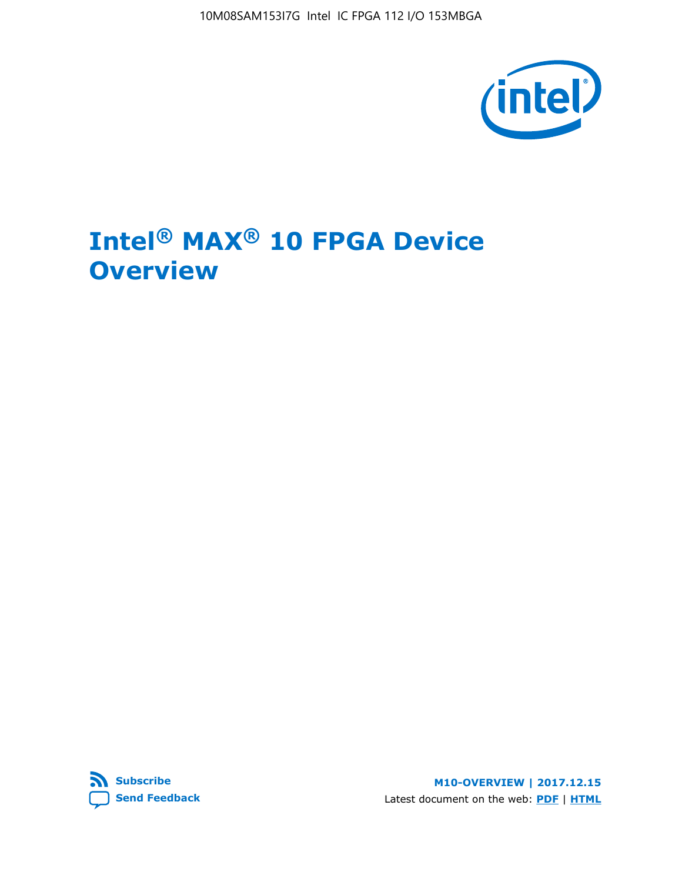# Intel® MAX® 10 FPGA Device Overview

M10-OVERVIEW | 2017.12.15

Latest document on the web: **PDF** | **HTML**

Subscribe

Send Feedback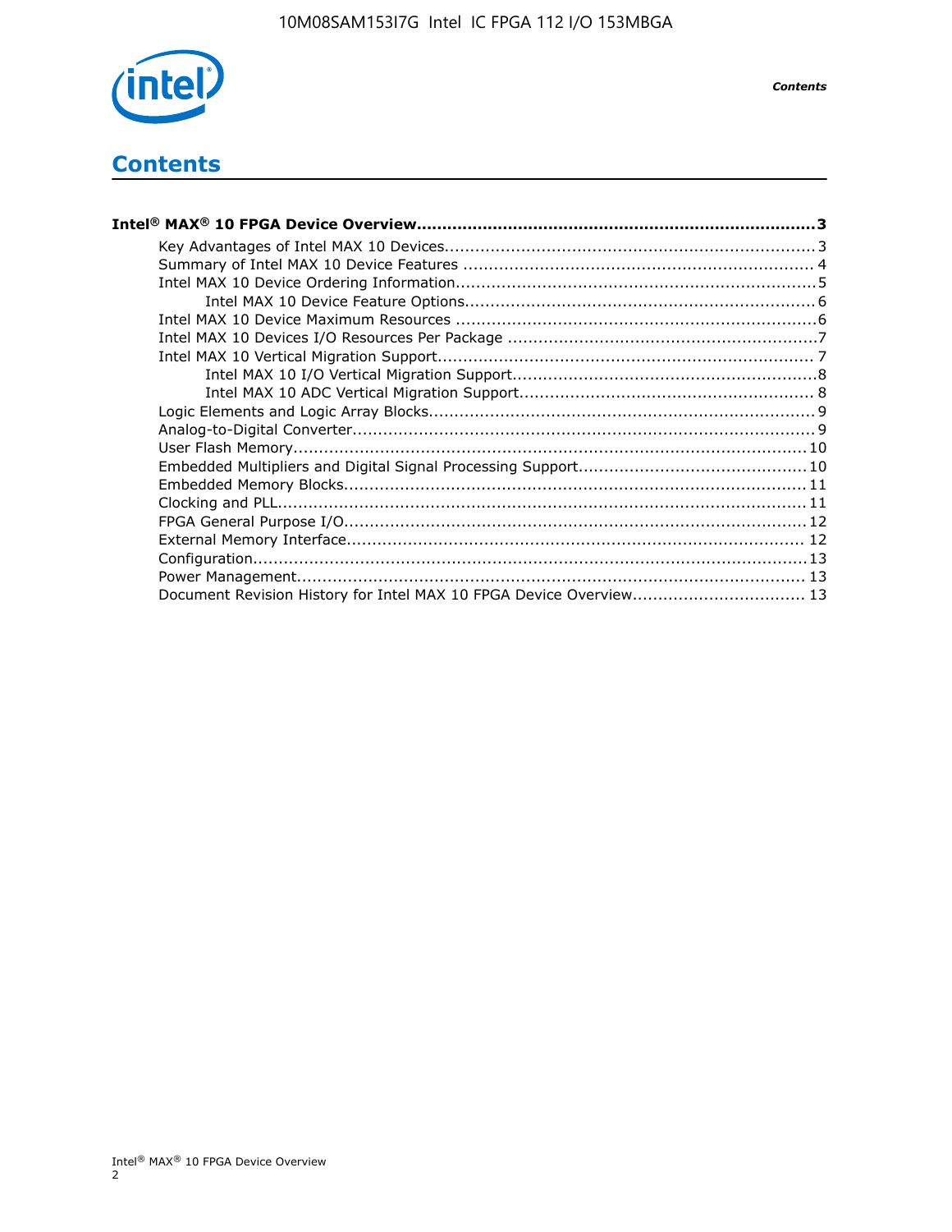# Contents

**Intel® MAX® 10 FPGA Device Overview....................................................................3**

- Key Advantages of Intel MAX 10 Devices....................................................................3
- Summary of Intel MAX 10 Device Features ..................................................................4
- Intel MAX 10 Device Ordering Information....................................................................5
    - Intel MAX 10 Device Feature Options....................................................................6
- Intel MAX 10 Device Maximum Resources ....................................................................6
- Intel MAX 10 Devices I/O Resources Per Package ..........................................................7
- Intel MAX 10 Vertical Migration Support.......................................................................7
    - Intel MAX 10 I/O Vertical Migration Support..........................................................8
    - Intel MAX 10 ADC Vertical Migration Support.........................................................8
- Logic Elements and Logic Array Blocks.........................................................................9
- Analog-to-Digital Converter........................................................................................9
- User Flash Memory..................................................................................................10
- Embedded Multipliers and Digital Signal Processing Support..........................................10
- Embedded Memory Blocks.........................................................................................11
- Clocking and PLL......................................................................................................11
- FPGA General Purpose I/O.........................................................................................12
- External Memory Interface.........................................................................................12
- Configuration...........................................................................................................13
- Power Management..................................................................................................13
- Document Revision History for Intel MAX 10 FPGA Device Overview................................13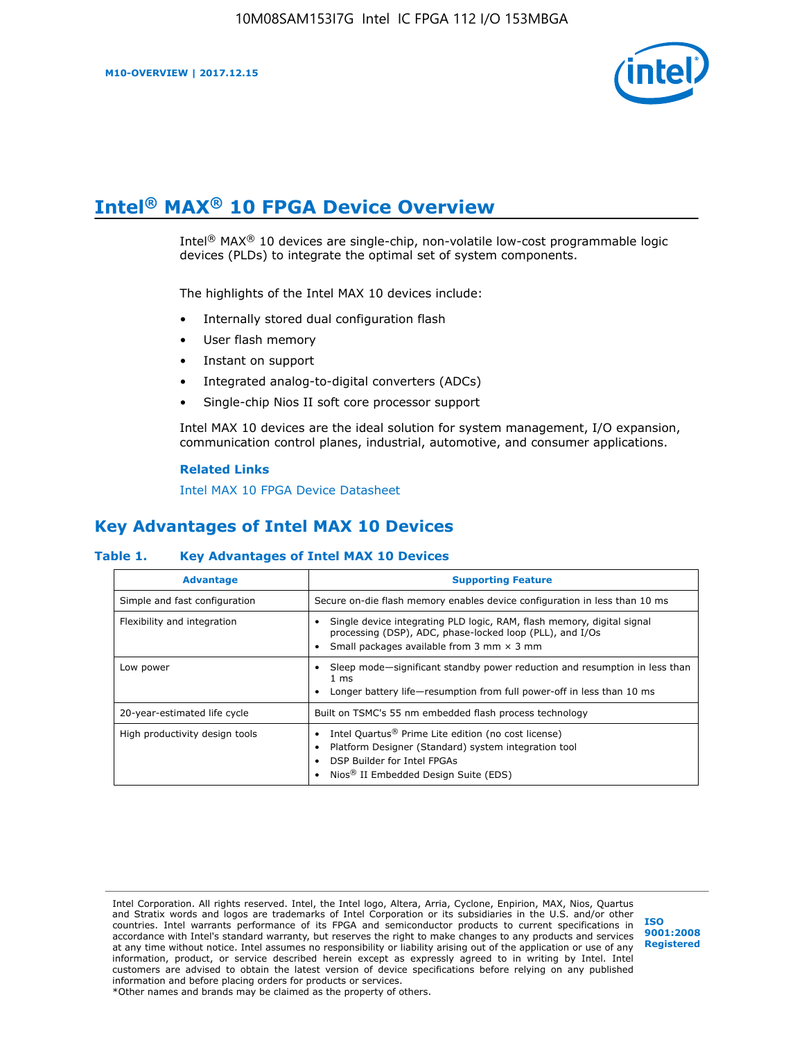# Intel® MAX® 10 FPGA Device Overview

Intel® MAX® 10 devices are single-chip, non-volatile low-cost programmable logic devices (PLDs) to integrate the optimal set of system components.

The highlights of the Intel MAX 10 devices include:

- Internally stored dual configuration flash
- User flash memory
- Instant on support
- Integrated analog-to-digital converters (ADCs)
- Single-chip Nios II soft core processor support

Intel MAX 10 devices are the ideal solution for system management, I/O expansion, communication control planes, industrial, automotive, and consumer applications.

**Related Links**

Intel MAX 10 FPGA Device Datasheet

## Key Advantages of Intel MAX 10 Devices

**Table 1. Key Advantages of Intel MAX 10 Devices**

| Advantage | Supporting Feature |
| --- | --- |
| Simple and fast configuration | Secure on-die flash memory enables device configuration in less than 10 ms |
| Flexibility and integration | • Single device integrating PLD logic, RAM, flash memory, digital signal processing (DSP), ADC, phase-locked loop (PLL), and I/Os<br>• Small packages available from 3 mm × 3 mm |
| Low power | • Sleep mode—significant standby power reduction and resumption in less than 1 ms<br>• Longer battery life—resumption from full power-off in less than 10 ms |
| 20-year-estimated life cycle | Built on TSMC's 55 nm embedded flash process technology |
| High productivity design tools | • Intel Quartus® Prime Lite edition (no cost license)<br>• Platform Designer (Standard) system integration tool<br>• DSP Builder for Intel FPGAs<br>• Nios® II Embedded Design Suite (EDS) |

Intel Corporation. All rights reserved. Intel, the Intel logo, Altera, Arria, Cyclone, Enpirion, MAX, Nios, Quartus and Stratix words and logos are trademarks of Intel Corporation or its subsidiaries in the U.S. and/or other countries. Intel warrants performance of its FPGA and semiconductor products to current specifications in accordance with Intel's standard warranty, but reserves the right to make changes to any products and services at any time without notice. Intel assumes no responsibility or liability arising out of the application or use of any information, product, or service described herein except as expressly agreed to in writing by Intel. Intel customers are advised to obtain the latest version of device specifications before relying on any published information and before placing orders for products or services.
*Other names and brands may be claimed as the property of others.

ISO 9001:2008 Registered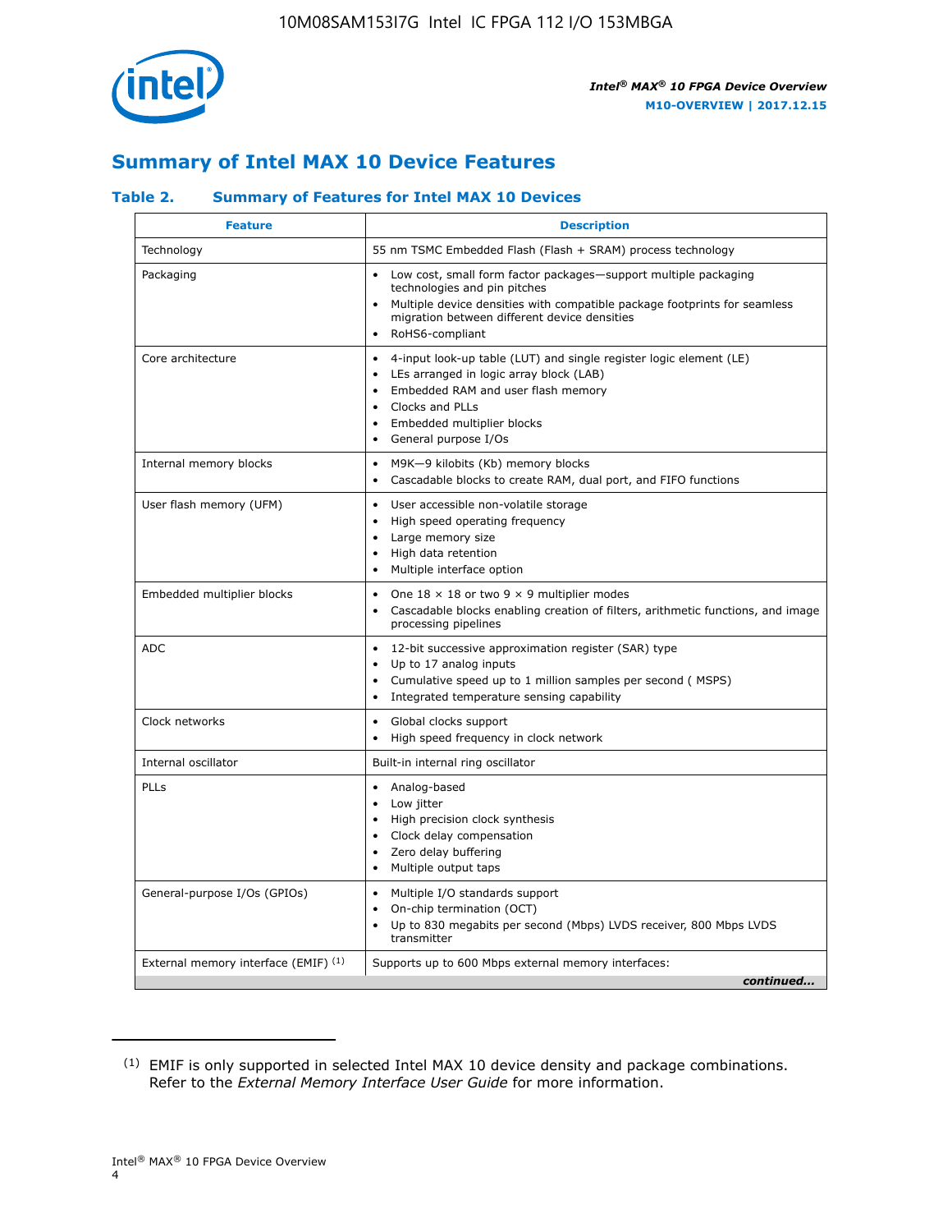## Summary of Intel MAX 10 Device Features

### Table 2. Summary of Features for Intel MAX 10 Devices

| Feature | Description |
|---|---|
| Technology | 55 nm TSMC Embedded Flash (Flash + SRAM) process technology |
| Packaging | • Low cost, small form factor packages—support multiple packaging technologies and pin pitches<br>• Multiple device densities with compatible package footprints for seamless migration between different device densities<br>• RoHS6-compliant |
| Core architecture | • 4-input look-up table (LUT) and single register logic element (LE)<br>• LEs arranged in logic array block (LAB)<br>• Embedded RAM and user flash memory<br>• Clocks and PLLs<br>• Embedded multiplier blocks<br>• General purpose I/Os |
| Internal memory blocks | • M9K—9 kilobits (Kb) memory blocks<br>• Cascadable blocks to create RAM, dual port, and FIFO functions |
| User flash memory (UFM) | • User accessible non-volatile storage<br>• High speed operating frequency<br>• Large memory size<br>• High data retention<br>• Multiple interface option |
| Embedded multiplier blocks | • One 18 × 18 or two 9 × 9 multiplier modes<br>• Cascadable blocks enabling creation of filters, arithmetic functions, and image processing pipelines |
| ADC | • 12-bit successive approximation register (SAR) type<br>• Up to 17 analog inputs<br>• Cumulative speed up to 1 million samples per second ( MSPS)<br>• Integrated temperature sensing capability |
| Clock networks | • Global clocks support<br>• High speed frequency in clock network |
| Internal oscillator | Built-in internal ring oscillator |
| PLLs | • Analog-based<br>• Low jitter<br>• High precision clock synthesis<br>• Clock delay compensation<br>• Zero delay buffering<br>• Multiple output taps |
| General-purpose I/Os (GPIOs) | • Multiple I/O standards support<br>• On-chip termination (OCT)<br>• Up to 830 megabits per second (Mbps) LVDS receiver, 800 Mbps LVDS transmitter |
| External memory interface (EMIF) [1] | Supports up to 600 Mbps external memory interfaces: |

*continued...*

[1] EMIF is only supported in selected Intel MAX 10 device density and package combinations. Refer to the *External Memory Interface User Guide* for more information.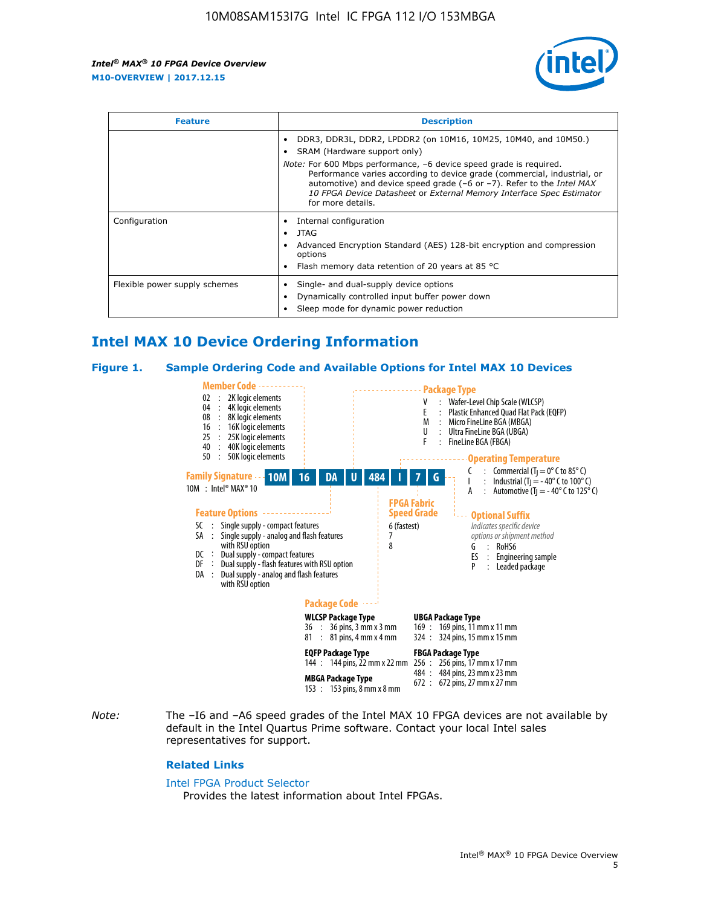| Feature | Description |
| --- | --- |
| | • DDR3, DDR3L, DDR2, LPDDR2 (on 10M16, 10M25, 10M40, and 10M50.) • SRAM (Hardware support only) *Note:* For 600 Mbps performance, –6 device speed grade is required. Performance varies according to device grade (commercial, industrial, or automotive) and device speed grade (–6 or –7). Refer to the *Intel MAX 10 FPGA Device Datasheet* or *External Memory Interface Spec Estimator* for more details. |
| Configuration | • Internal configuration • JTAG • Advanced Encryption Standard (AES) 128-bit encryption and compression options • Flash memory data retention of 20 years at 85 °C |
| Flexible power supply schemes | • Single- and dual-supply device options • Dynamically controlled input buffer power down • Sleep mode for dynamic power reduction |

## Intel MAX 10 Device Ordering Information

### Figure 1. Sample Ordering Code and Available Options for Intel MAX 10 Devices

**Sample ordering code:** 10M 16 DA U 484 I 7 G

**Family Signature**
- 10M : Intel® MAX® 10

**Member Code**
- 02 : 2K logic elements
- 04 : 4K logic elements
- 08 : 8K logic elements
- 16 : 16K logic elements
- 25 : 25K logic elements
- 40 : 40K logic elements
- 50 : 50K logic elements

**Feature Options**
- SC : Single supply - compact features
- SA : Single supply - analog and flash features with RSU option
- DC : Dual supply - compact features
- DF : Dual supply - flash features with RSU option
- DA : Dual supply - analog and flash features with RSU option

**Package Type**
- V : Wafer-Level Chip Scale (WLCSP)
- E : Plastic Enhanced Quad Flat Pack (EQFP)
- M : Micro FineLine BGA (MBGA)
- U : Ultra FineLine BGA (UBGA)
- F : FineLine BGA (FBGA)

**Package Code**

WLCSP Package Type
- 36 : 36 pins, 3 mm x 3 mm
- 81 : 81 pins, 4 mm x 4 mm

EQFP Package Type
- 144 : 144 pins, 22 mm x 22 mm

MBGA Package Type
- 153 : 153 pins, 8 mm x 8 mm

UBGA Package Type
- 169 : 169 pins, 11 mm x 11 mm
- 324 : 324 pins, 15 mm x 15 mm

FBGA Package Type
- 256 : 256 pins, 17 mm x 17 mm
- 484 : 484 pins, 23 mm x 23 mm
- 672 : 672 pins, 27 mm x 27 mm

**Operating Temperature**
- C : Commercial ($T_J$ = 0° C to 85° C)
- I : Industrial ($T_J$ = - 40° C to 100° C)
- A : Automotive ($T_J$ = - 40° C to 125° C)

**FPGA Fabric Speed Grade**
- 6 (fastest)
- 7
- 8

**Optional Suffix**

*Indicates specific device options or shipment method*
- G : RoHS6
- ES : Engineering sample
- P : Leaded package

*Note:* The –I6 and –A6 speed grades of the Intel MAX 10 FPGA devices are not available by default in the Intel Quartus Prime software. Contact your local Intel sales representatives for support.

#### Related Links

Intel FPGA Product Selector

Provides the latest information about Intel FPGAs.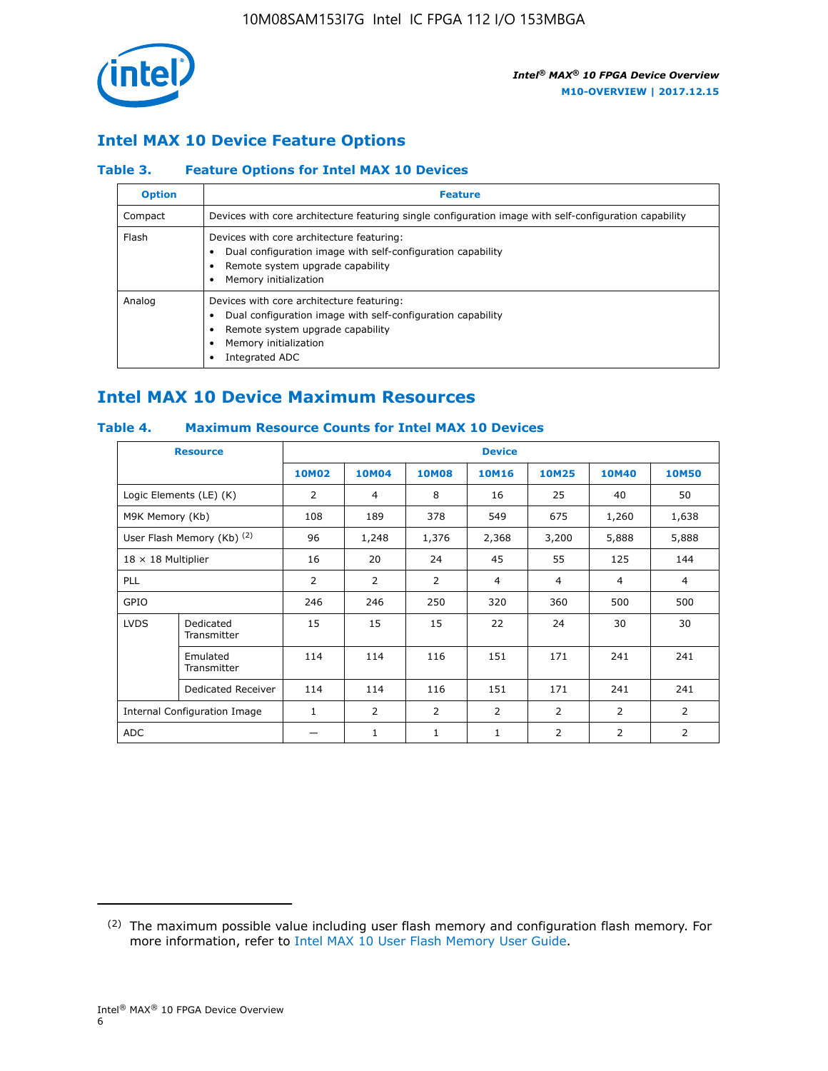## Intel MAX 10 Device Feature Options

### Table 3. Feature Options for Intel MAX 10 Devices

| Option | Feature |
|---|---|
| Compact | Devices with core architecture featuring single configuration image with self-configuration capability |
| Flash | Devices with core architecture featuring:<br>• Dual configuration image with self-configuration capability<br>• Remote system upgrade capability<br>• Memory initialization |
| Analog | Devices with core architecture featuring:<br>• Dual configuration image with self-configuration capability<br>• Remote system upgrade capability<br>• Memory initialization<br>• Integrated ADC |

## Intel MAX 10 Device Maximum Resources

### Table 4. Maximum Resource Counts for Intel MAX 10 Devices

| Resource | | Device | | | | | | |
|---|---|---|---|---|---|---|---|---|
| | | 10M02 | 10M04 | 10M08 | 10M16 | 10M25 | 10M40 | 10M50 |
| Logic Elements (LE) (K) | | 2 | 4 | 8 | 16 | 25 | 40 | 50 |
| M9K Memory (Kb) | | 108 | 189 | 378 | 549 | 675 | 1,260 | 1,638 |
| User Flash Memory (Kb) (2) | | 96 | 1,248 | 1,376 | 2,368 | 3,200 | 5,888 | 5,888 |
| 18 × 18 Multiplier | | 16 | 20 | 24 | 45 | 55 | 125 | 144 |
| PLL | | 2 | 2 | 2 | 4 | 4 | 4 | 4 |
| GPIO | | 246 | 246 | 250 | 320 | 360 | 500 | 500 |
| LVDS | Dedicated Transmitter | 15 | 15 | 15 | 22 | 24 | 30 | 30 |
| | Emulated Transmitter | 114 | 114 | 116 | 151 | 171 | 241 | 241 |
| | Dedicated Receiver | 114 | 114 | 116 | 151 | 171 | 241 | 241 |
| Internal Configuration Image | | 1 | 2 | 2 | 2 | 2 | 2 | 2 |
| ADC | | — | 1 | 1 | 1 | 2 | 2 | 2 |

(2) The maximum possible value including user flash memory and configuration flash memory. For more information, refer to Intel MAX 10 User Flash Memory User Guide.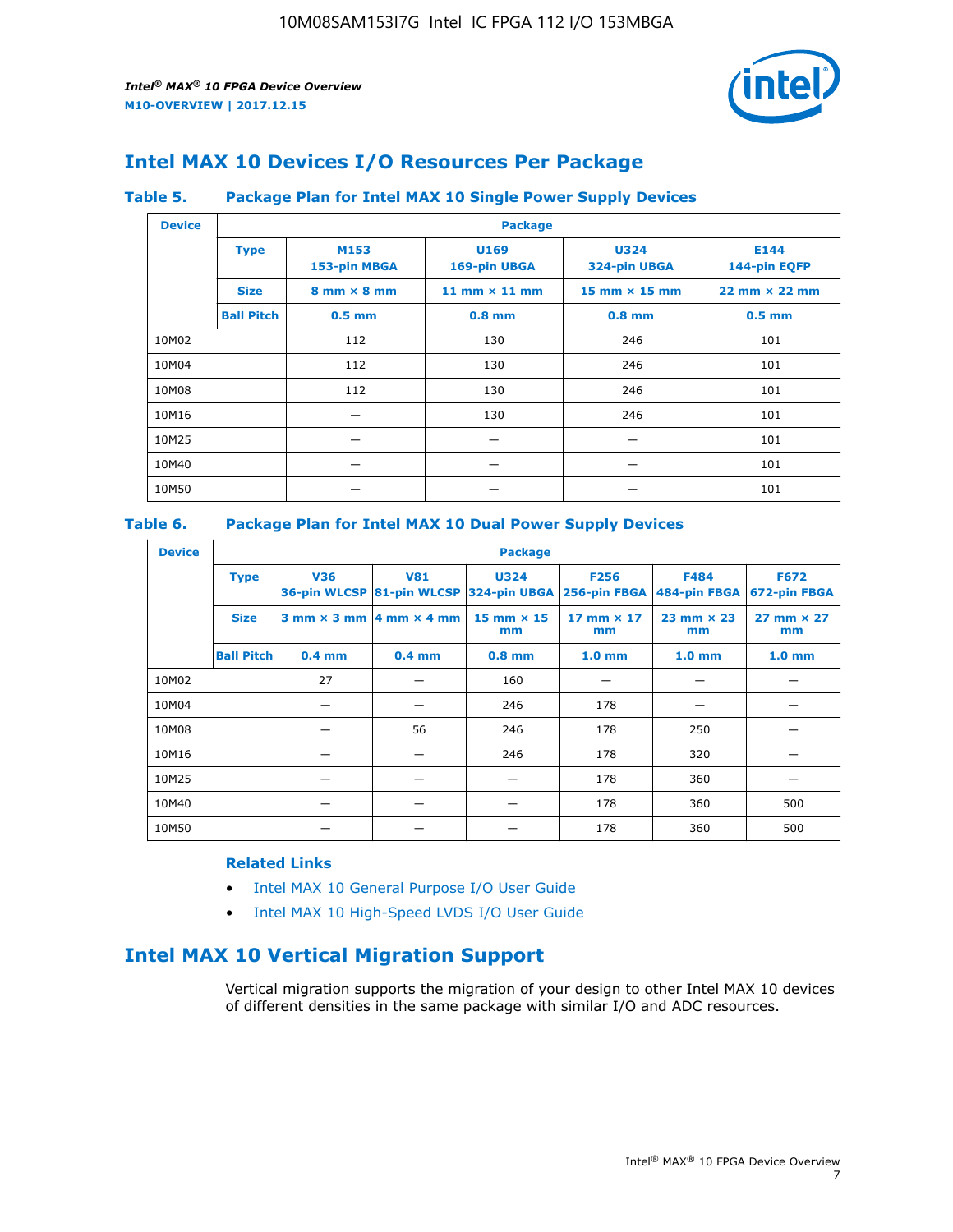## Intel MAX 10 Devices I/O Resources Per Package

**Table 5. Package Plan for Intel MAX 10 Single Power Supply Devices**

| Device | Package | | | | |
|---|---|---|---|---|---|
| | **Type** | **M153** 153-pin MBGA | **U169** 169-pin UBGA | **U324** 324-pin UBGA | **E144** 144-pin EQFP |
| | **Size** | 8 mm × 8 mm | 11 mm × 11 mm | 15 mm × 15 mm | 22 mm × 22 mm |
| | **Ball Pitch** | 0.5 mm | 0.8 mm | 0.8 mm | 0.5 mm |
| 10M02 | | 112 | 130 | 246 | 101 |
| 10M04 | | 112 | 130 | 246 | 101 |
| 10M08 | | 112 | 130 | 246 | 101 |
| 10M16 | | — | 130 | 246 | 101 |
| 10M25 | | — | — | — | 101 |
| 10M40 | | — | — | — | 101 |
| 10M50 | | — | — | — | 101 |

**Table 6. Package Plan for Intel MAX 10 Dual Power Supply Devices**

| Device | Package | | | | | | |
|---|---|---|---|---|---|---|---|
| | **Type** | **V36** 36-pin WLCSP | **V81** 81-pin WLCSP | **U324** 324-pin UBGA | **F256** 256-pin FBGA | **F484** 484-pin FBGA | **F672** 672-pin FBGA |
| | **Size** | 3 mm × 3 mm | 4 mm × 4 mm | 15 mm × 15 mm | 17 mm × 17 mm | 23 mm × 23 mm | 27 mm × 27 mm |
| | **Ball Pitch** | 0.4 mm | 0.4 mm | 0.8 mm | 1.0 mm | 1.0 mm | 1.0 mm |
| 10M02 | | 27 | — | 160 | — | — | — |
| 10M04 | | — | — | 246 | 178 | — | — |
| 10M08 | | — | 56 | 246 | 178 | 250 | — |
| 10M16 | | — | — | 246 | 178 | 320 | — |
| 10M25 | | — | — | — | 178 | 360 | — |
| 10M40 | | — | — | — | 178 | 360 | 500 |
| 10M50 | | — | — | — | 178 | 360 | 500 |

### Related Links

- Intel MAX 10 General Purpose I/O User Guide
- Intel MAX 10 High-Speed LVDS I/O User Guide

## Intel MAX 10 Vertical Migration Support

Vertical migration supports the migration of your design to other Intel MAX 10 devices of different densities in the same package with similar I/O and ADC resources.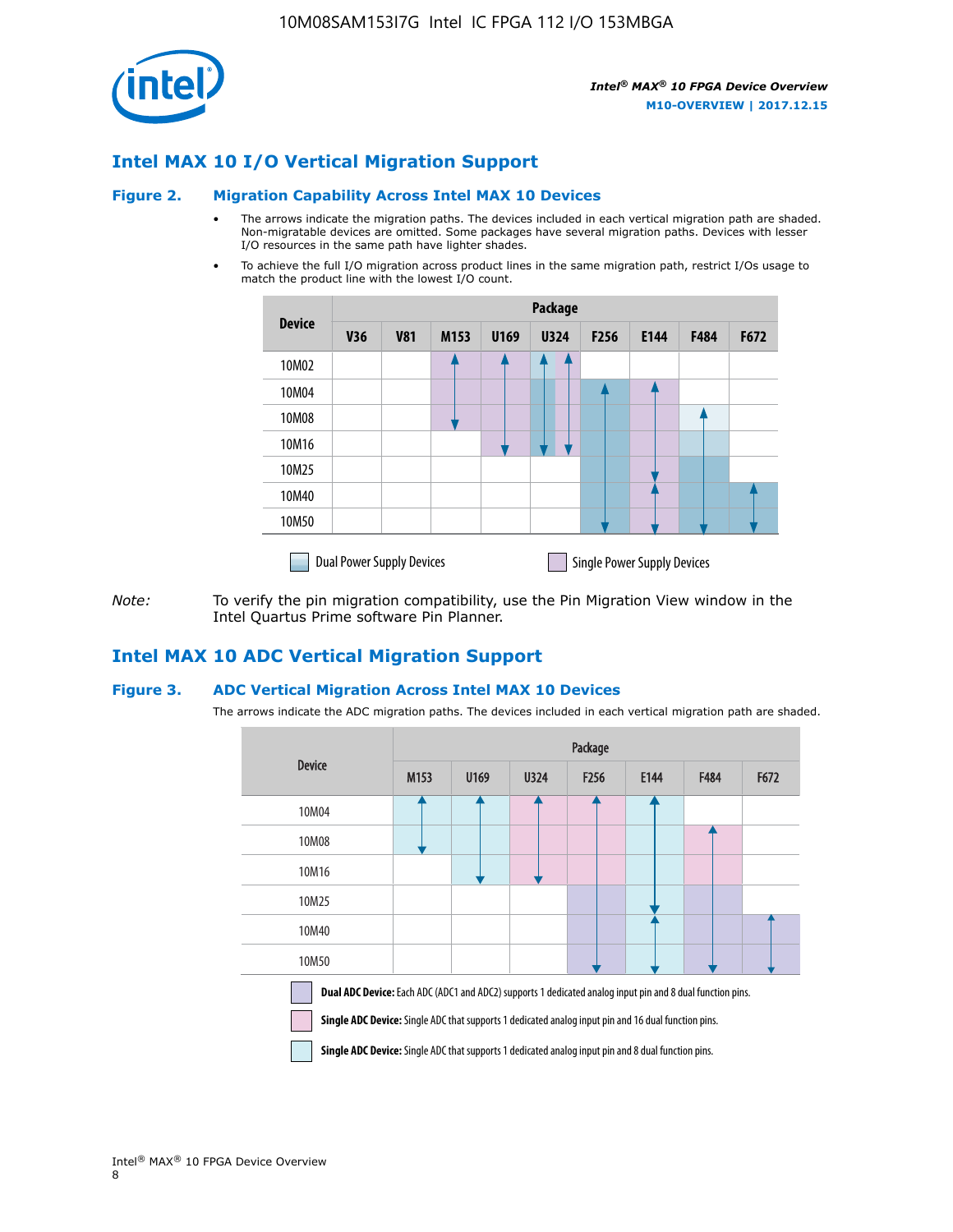## Intel MAX 10 I/O Vertical Migration Support

### Figure 2. Migration Capability Across Intel MAX 10 Devices

- The arrows indicate the migration paths. The devices included in each vertical migration path are shaded. Non-migratable devices are omitted. Some packages have several migration paths. Devices with lesser I/O resources in the same path have lighter shades.
- To achieve the full I/O migration across product lines in the same migration path, restrict I/Os usage to match the product line with the lowest I/O count.

| Device | Package | | | | | | | | |
|---|---|---|---|---|---|---|---|---|---|
| | V36 | V81 | M153 | U169 | U324 | F256 | E144 | F484 | F672 |
| 10M02 | | | | | | | | | |
| 10M04 | | | | | | | | | |
| 10M08 | | | | | | | | | |
| 10M16 | | | | | | | | | |
| 10M25 | | | | | | | | | |
| 10M40 | | | | | | | | | |
| 10M50 | | | | | | | | | |

Dual Power Supply Devices | Single Power Supply Devices

*Note:* To verify the pin migration compatibility, use the Pin Migration View window in the Intel Quartus Prime software Pin Planner.

## Intel MAX 10 ADC Vertical Migration Support

### Figure 3. ADC Vertical Migration Across Intel MAX 10 Devices

The arrows indicate the ADC migration paths. The devices included in each vertical migration path are shaded.

| Device | Package | | | | | | |
|---|---|---|---|---|---|---|---|
| | M153 | U169 | U324 | F256 | E144 | F484 | F672 |
| 10M04 | | | | | | | |
| 10M08 | | | | | | | |
| 10M16 | | | | | | | |
| 10M25 | | | | | | | |
| 10M40 | | | | | | | |
| 10M50 | | | | | | | |

**Dual ADC Device:** Each ADC (ADC1 and ADC2) supports 1 dedicated analog input pin and 8 dual function pins.

**Single ADC Device:** Single ADC that supports 1 dedicated analog input pin and 16 dual function pins.

**Single ADC Device:** Single ADC that supports 1 dedicated analog input pin and 8 dual function pins.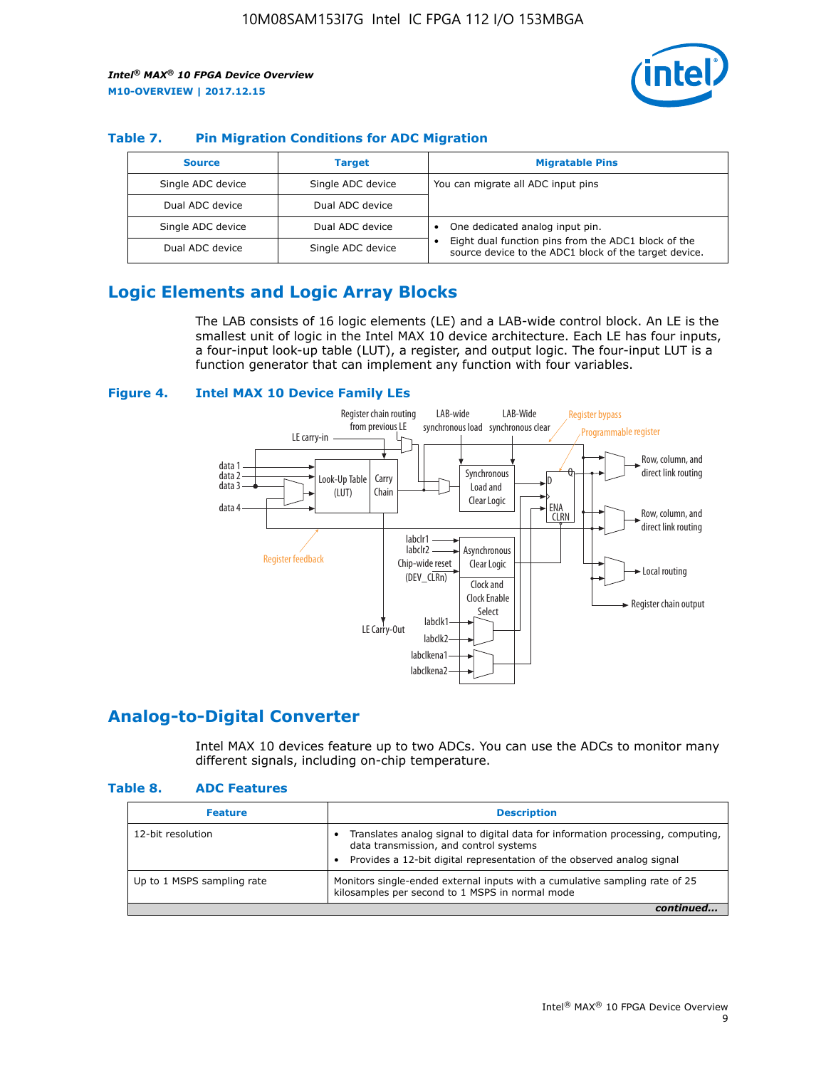#### Table 7. Pin Migration Conditions for ADC Migration

| Source | Target | Migratable Pins |
|---|---|---|
| Single ADC device | Single ADC device | You can migrate all ADC input pins |
| Dual ADC device | Dual ADC device | |
| Single ADC device | Dual ADC device | • One dedicated analog input pin.<br>• Eight dual function pins from the ADC1 block of the source device to the ADC1 block of the target device. |
| Dual ADC device | Single ADC device | |

## Logic Elements and Logic Array Blocks

The LAB consists of 16 logic elements (LE) and a LAB-wide control block. An LE is the smallest unit of logic in the Intel MAX 10 device architecture. Each LE has four inputs, a four-input look-up table (LUT), a register, and output logic. The four-input LUT is a function generator that can implement any function with four variables.

#### Figure 4. Intel MAX 10 Device Family LEs

## Analog-to-Digital Converter

Intel MAX 10 devices feature up to two ADCs. You can use the ADCs to monitor many different signals, including on-chip temperature.

#### Table 8. ADC Features

| Feature | Description |
|---|---|
| 12-bit resolution | • Translates analog signal to digital data for information processing, computing, data transmission, and control systems<br>• Provides a 12-bit digital representation of the observed analog signal |
| Up to 1 MSPS sampling rate | Monitors single-ended external inputs with a cumulative sampling rate of 25 kilosamples per second to 1 MSPS in normal mode |

*continued...*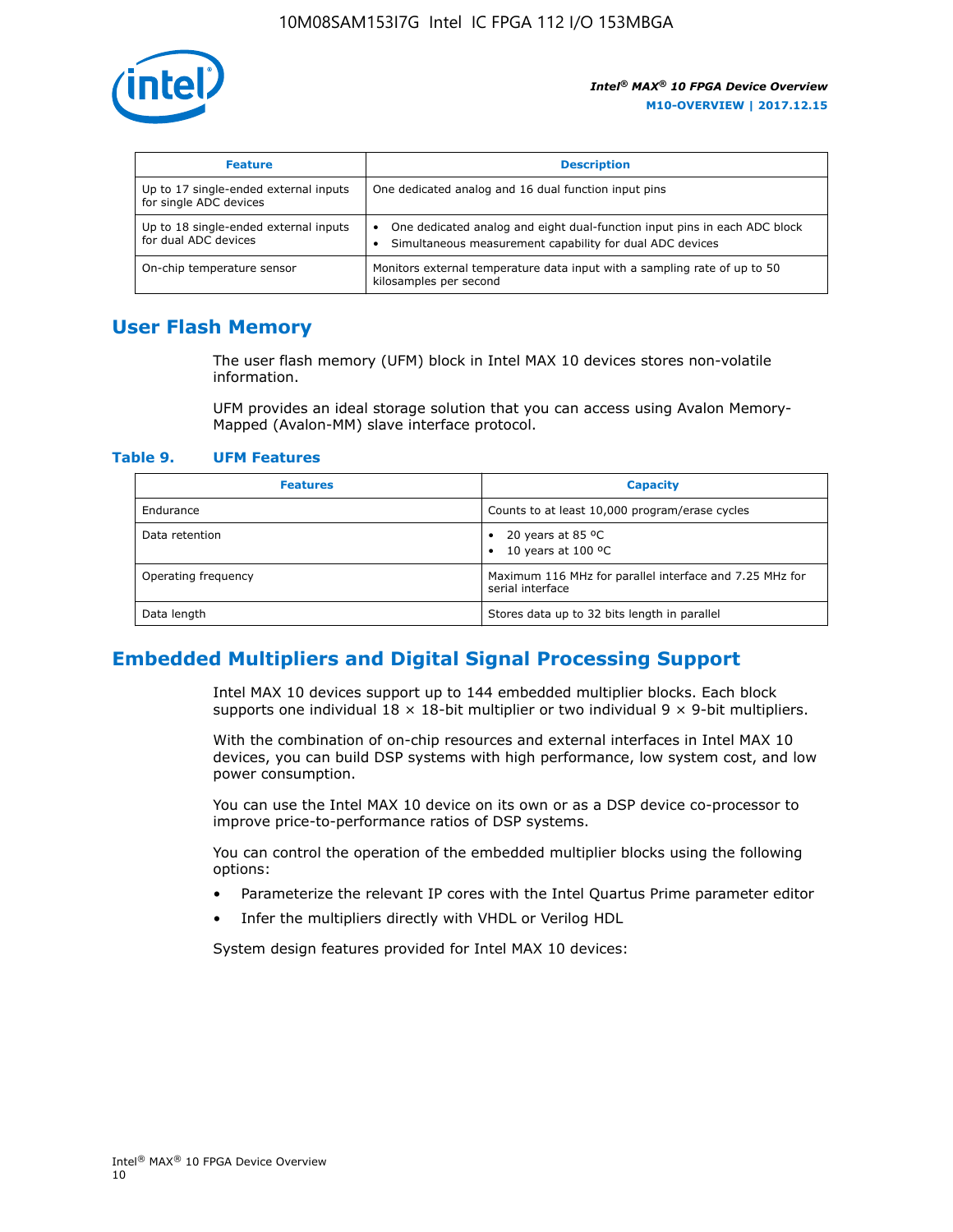| Feature | Description |
| --- | --- |
| Up to 17 single-ended external inputs for single ADC devices | One dedicated analog and 16 dual function input pins |
| Up to 18 single-ended external inputs for dual ADC devices | • One dedicated analog and eight dual-function input pins in each ADC block<br>• Simultaneous measurement capability for dual ADC devices |
| On-chip temperature sensor | Monitors external temperature data input with a sampling rate of up to 50 kilosamples per second |

## User Flash Memory

The user flash memory (UFM) block in Intel MAX 10 devices stores non-volatile information.

UFM provides an ideal storage solution that you can access using Avalon Memory-Mapped (Avalon-MM) slave interface protocol.

**Table 9. UFM Features**

| Features | Capacity |
| --- | --- |
| Endurance | Counts to at least 10,000 program/erase cycles |
| Data retention | • 20 years at 85 ºC<br>• 10 years at 100 ºC |
| Operating frequency | Maximum 116 MHz for parallel interface and 7.25 MHz for serial interface |
| Data length | Stores data up to 32 bits length in parallel |

## Embedded Multipliers and Digital Signal Processing Support

Intel MAX 10 devices support up to 144 embedded multiplier blocks. Each block supports one individual 18 × 18-bit multiplier or two individual 9 × 9-bit multipliers.

With the combination of on-chip resources and external interfaces in Intel MAX 10 devices, you can build DSP systems with high performance, low system cost, and low power consumption.

You can use the Intel MAX 10 device on its own or as a DSP device co-processor to improve price-to-performance ratios of DSP systems.

You can control the operation of the embedded multiplier blocks using the following options:

- Parameterize the relevant IP cores with the Intel Quartus Prime parameter editor
- Infer the multipliers directly with VHDL or Verilog HDL

System design features provided for Intel MAX 10 devices: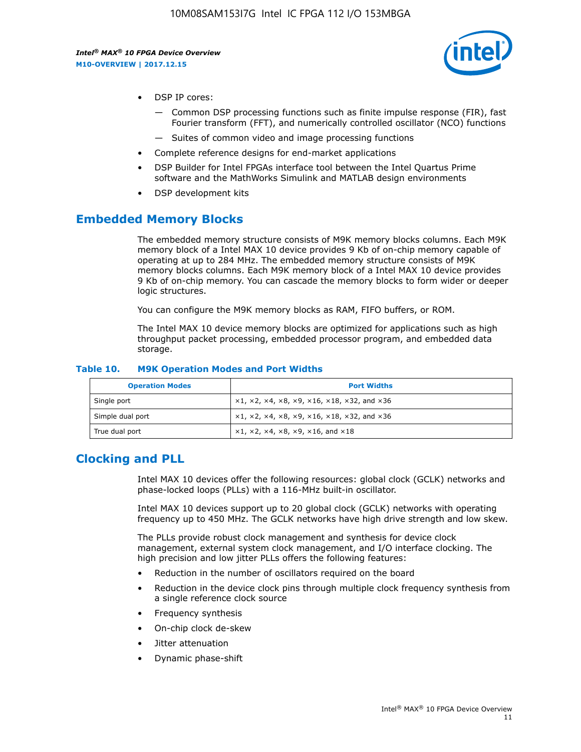- DSP IP cores:
    - — Common DSP processing functions such as finite impulse response (FIR), fast Fourier transform (FFT), and numerically controlled oscillator (NCO) functions
    - — Suites of common video and image processing functions
- Complete reference designs for end-market applications
- DSP Builder for Intel FPGAs interface tool between the Intel Quartus Prime software and the MathWorks Simulink and MATLAB design environments
- DSP development kits

## Embedded Memory Blocks

The embedded memory structure consists of M9K memory blocks columns. Each M9K memory block of a Intel MAX 10 device provides 9 Kb of on-chip memory capable of operating at up to 284 MHz. The embedded memory structure consists of M9K memory blocks columns. Each M9K memory block of a Intel MAX 10 device provides 9 Kb of on-chip memory. You can cascade the memory blocks to form wider or deeper logic structures.

You can configure the M9K memory blocks as RAM, FIFO buffers, or ROM.

The Intel MAX 10 device memory blocks are optimized for applications such as high throughput packet processing, embedded processor program, and embedded data storage.

**Table 10. M9K Operation Modes and Port Widths**

| Operation Modes | Port Widths |
| --- | --- |
| Single port | ×1, ×2, ×4, ×8, ×9, ×16, ×18, ×32, and ×36 |
| Simple dual port | ×1, ×2, ×4, ×8, ×9, ×16, ×18, ×32, and ×36 |
| True dual port | ×1, ×2, ×4, ×8, ×9, ×16, and ×18 |

## Clocking and PLL

Intel MAX 10 devices offer the following resources: global clock (GCLK) networks and phase-locked loops (PLLs) with a 116-MHz built-in oscillator.

Intel MAX 10 devices support up to 20 global clock (GCLK) networks with operating frequency up to 450 MHz. The GCLK networks have high drive strength and low skew.

The PLLs provide robust clock management and synthesis for device clock management, external system clock management, and I/O interface clocking. The high precision and low jitter PLLs offers the following features:

- Reduction in the number of oscillators required on the board
- Reduction in the device clock pins through multiple clock frequency synthesis from a single reference clock source
- Frequency synthesis
- On-chip clock de-skew
- Jitter attenuation
- Dynamic phase-shift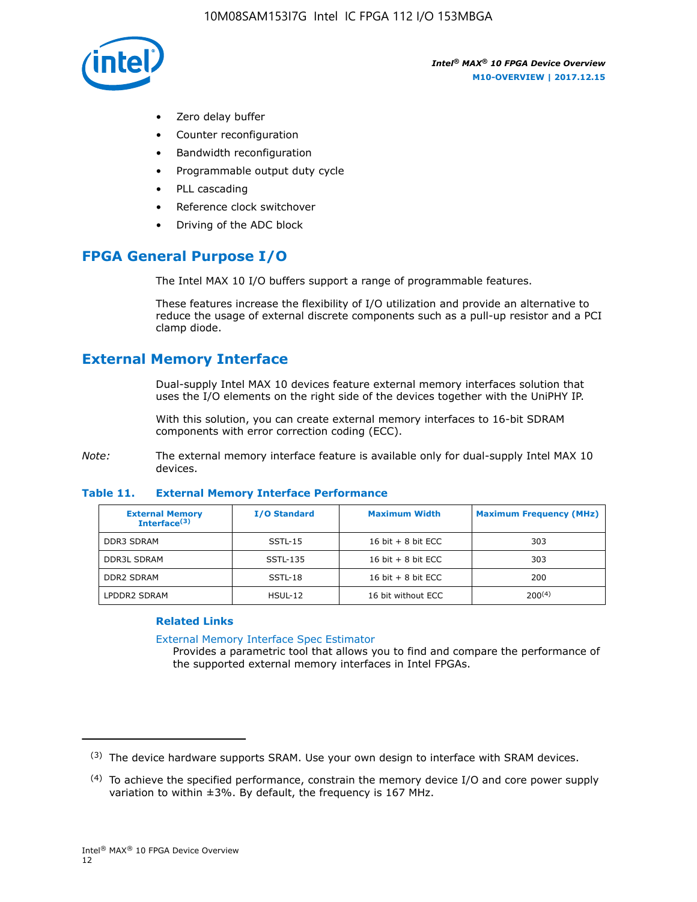- Zero delay buffer
- Counter reconfiguration
- Bandwidth reconfiguration
- Programmable output duty cycle
- PLL cascading
- Reference clock switchover
- Driving of the ADC block

## FPGA General Purpose I/O

The Intel MAX 10 I/O buffers support a range of programmable features.

These features increase the flexibility of I/O utilization and provide an alternative to reduce the usage of external discrete components such as a pull-up resistor and a PCI clamp diode.

## External Memory Interface

Dual-supply Intel MAX 10 devices feature external memory interfaces solution that uses the I/O elements on the right side of the devices together with the UniPHY IP.

With this solution, you can create external memory interfaces to 16-bit SDRAM components with error correction coding (ECC).

*Note:* The external memory interface feature is available only for dual-supply Intel MAX 10 devices.

**Table 11. External Memory Interface Performance**

| External Memory Interface[3] | I/O Standard | Maximum Width | Maximum Frequency (MHz) |
|---|---|---|---|
| DDR3 SDRAM | SSTL-15 | 16 bit + 8 bit ECC | 303 |
| DDR3L SDRAM | SSTL-135 | 16 bit + 8 bit ECC | 303 |
| DDR2 SDRAM | SSTL-18 | 16 bit + 8 bit ECC | 200 |
| LPDDR2 SDRAM | HSUL-12 | 16 bit without ECC | 200[4] |

### Related Links

External Memory Interface Spec Estimator
Provides a parametric tool that allows you to find and compare the performance of the supported external memory interfaces in Intel FPGAs.

---

[3] The device hardware supports SRAM. Use your own design to interface with SRAM devices.

[4] To achieve the specified performance, constrain the memory device I/O and core power supply variation to within ±3%. By default, the frequency is 167 MHz.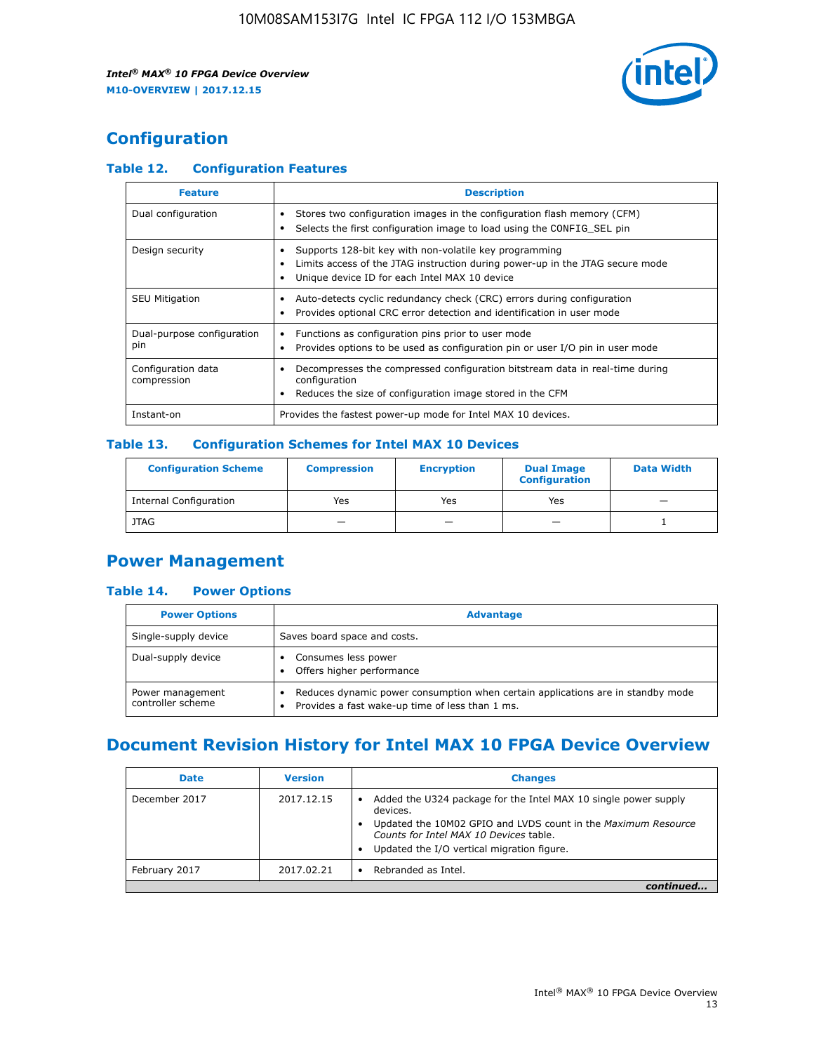## Configuration

### Table 12. Configuration Features

| Feature | Description |
|---|---|
| Dual configuration | • Stores two configuration images in the configuration flash memory (CFM)<br>• Selects the first configuration image to load using the CONFIG_SEL pin |
| Design security | • Supports 128-bit key with non-volatile key programming<br>• Limits access of the JTAG instruction during power-up in the JTAG secure mode<br>• Unique device ID for each Intel MAX 10 device |
| SEU Mitigation | • Auto-detects cyclic redundancy check (CRC) errors during configuration<br>• Provides optional CRC error detection and identification in user mode |
| Dual-purpose configuration pin | • Functions as configuration pins prior to user mode<br>• Provides options to be used as configuration pin or user I/O pin in user mode |
| Configuration data compression | • Decompresses the compressed configuration bitstream data in real-time during configuration<br>• Reduces the size of configuration image stored in the CFM |
| Instant-on | Provides the fastest power-up mode for Intel MAX 10 devices. |

### Table 13. Configuration Schemes for Intel MAX 10 Devices

| Configuration Scheme | Compression | Encryption | Dual Image Configuration | Data Width |
|---|---|---|---|---|
| Internal Configuration | Yes | Yes | Yes | — |
| JTAG | — | — | — | 1 |

## Power Management

### Table 14. Power Options

| Power Options | Advantage |
|---|---|
| Single-supply device | Saves board space and costs. |
| Dual-supply device | • Consumes less power<br>• Offers higher performance |
| Power management controller scheme | • Reduces dynamic power consumption when certain applications are in standby mode<br>• Provides a fast wake-up time of less than 1 ms. |

## Document Revision History for Intel MAX 10 FPGA Device Overview

| Date | Version | Changes |
|---|---|---|
| December 2017 | 2017.12.15 | • Added the U324 package for the Intel MAX 10 single power supply devices.<br>• Updated the 10M02 GPIO and LVDS count in the *Maximum Resource Counts for Intel MAX 10 Devices* table.<br>• Updated the I/O vertical migration figure. |
| February 2017 | 2017.02.21 | • Rebranded as Intel. |

*continued...*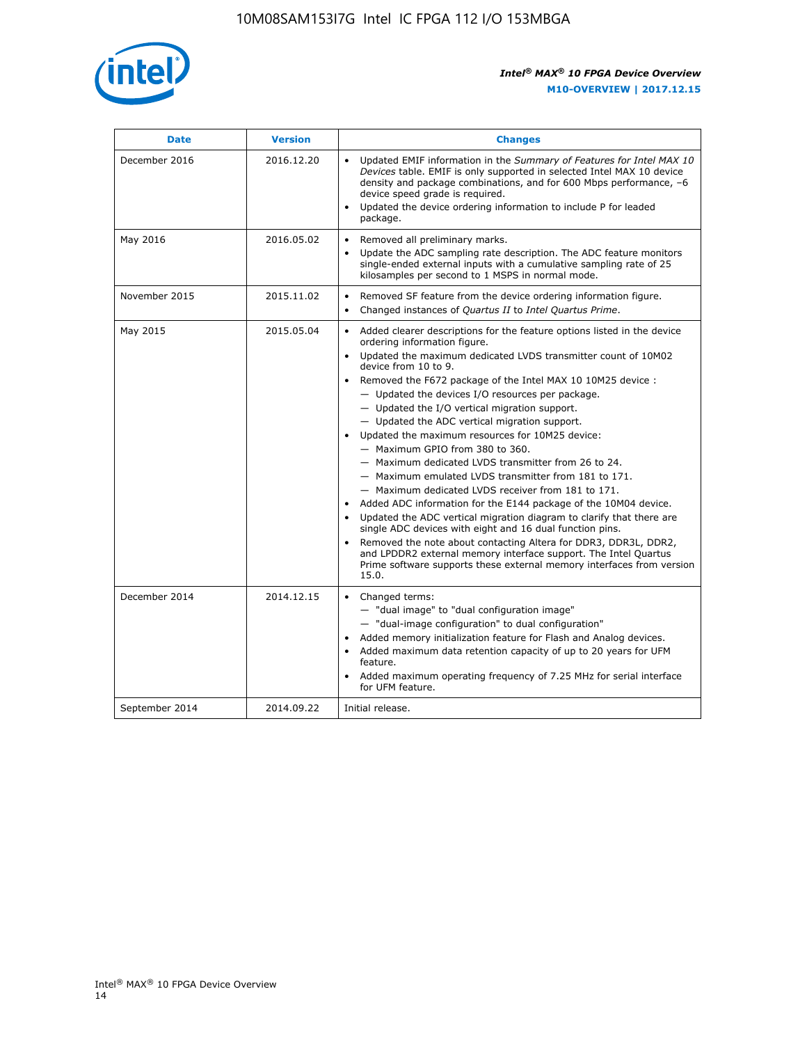| Date | Version | Changes |
| --- | --- | --- |
| December 2016 | 2016.12.20 | • Updated EMIF information in the *Summary of Features for Intel MAX 10 Devices* table. EMIF is only supported in selected Intel MAX 10 device density and package combinations, and for 600 Mbps performance, –6 device speed grade is required.<br>• Updated the device ordering information to include P for leaded package. |
| May 2016 | 2016.05.02 | • Removed all preliminary marks.<br>• Update the ADC sampling rate description. The ADC feature monitors single-ended external inputs with a cumulative sampling rate of 25 kilosamples per second to 1 MSPS in normal mode. |
| November 2015 | 2015.11.02 | • Removed SF feature from the device ordering information figure.<br>• Changed instances of *Quartus II* to *Intel Quartus Prime*. |
| May 2015 | 2015.05.04 | • Added clearer descriptions for the feature options listed in the device ordering information figure.<br>• Updated the maximum dedicated LVDS transmitter count of 10M02 device from 10 to 9.<br>• Removed the F672 package of the Intel MAX 10 10M25 device :<br>— Updated the devices I/O resources per package.<br>— Updated the I/O vertical migration support.<br>— Updated the ADC vertical migration support.<br>• Updated the maximum resources for 10M25 device:<br>— Maximum GPIO from 380 to 360.<br>— Maximum dedicated LVDS transmitter from 26 to 24.<br>— Maximum emulated LVDS transmitter from 181 to 171.<br>— Maximum dedicated LVDS receiver from 181 to 171.<br>• Added ADC information for the E144 package of the 10M04 device.<br>• Updated the ADC vertical migration diagram to clarify that there are single ADC devices with eight and 16 dual function pins.<br>• Removed the note about contacting Altera for DDR3, DDR3L, DDR2, and LPDDR2 external memory interface support. The Intel Quartus Prime software supports these external memory interfaces from version 15.0. |
| December 2014 | 2014.12.15 | • Changed terms:<br>— "dual image" to "dual configuration image"<br>— "dual-image configuration" to dual configuration"<br>• Added memory initialization feature for Flash and Analog devices.<br>• Added maximum data retention capacity of up to 20 years for UFM feature.<br>• Added maximum operating frequency of 7.25 MHz for serial interface for UFM feature. |
| September 2014 | 2014.09.22 | Initial release. |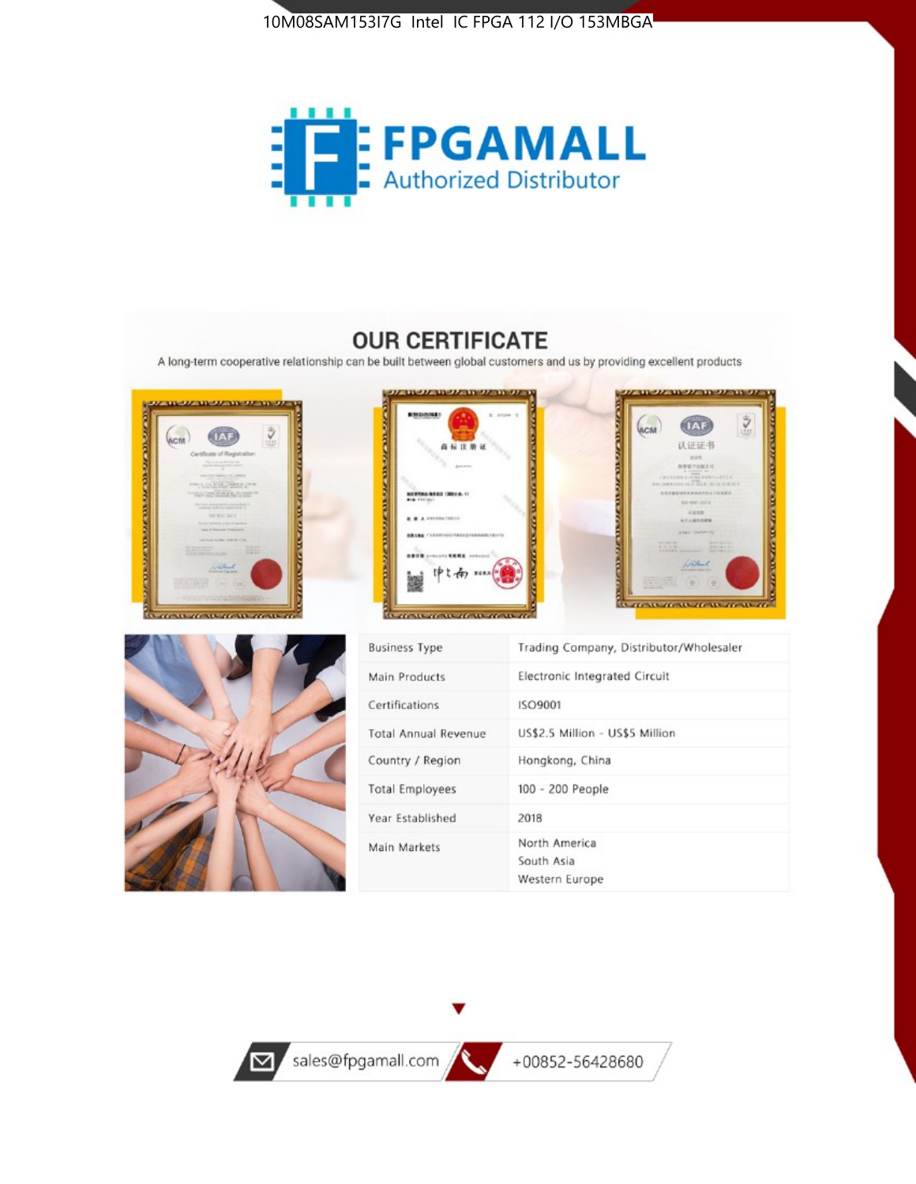FPGAMALL

Authorized Distributor

## OUR CERTIFICATE

A long-term cooperative relationship can be built between global customers and us by providing excellent products

| | |
|---|---|
| Business Type | Trading Company, Distributor/Wholesaler |
| Main Products | Electronic Integrated Circuit |
| Certifications | ISO9001 |
| Total Annual Revenue | US$2.5 Million - US$5 Million |
| Country / Region | Hongkong, China |
| Total Employees | 100 - 200 People |
| Year Established | 2018 |
| Main Markets | North America<br>South Asia<br>Western Europe |

sales@fpgamall.com

+00852-56428680